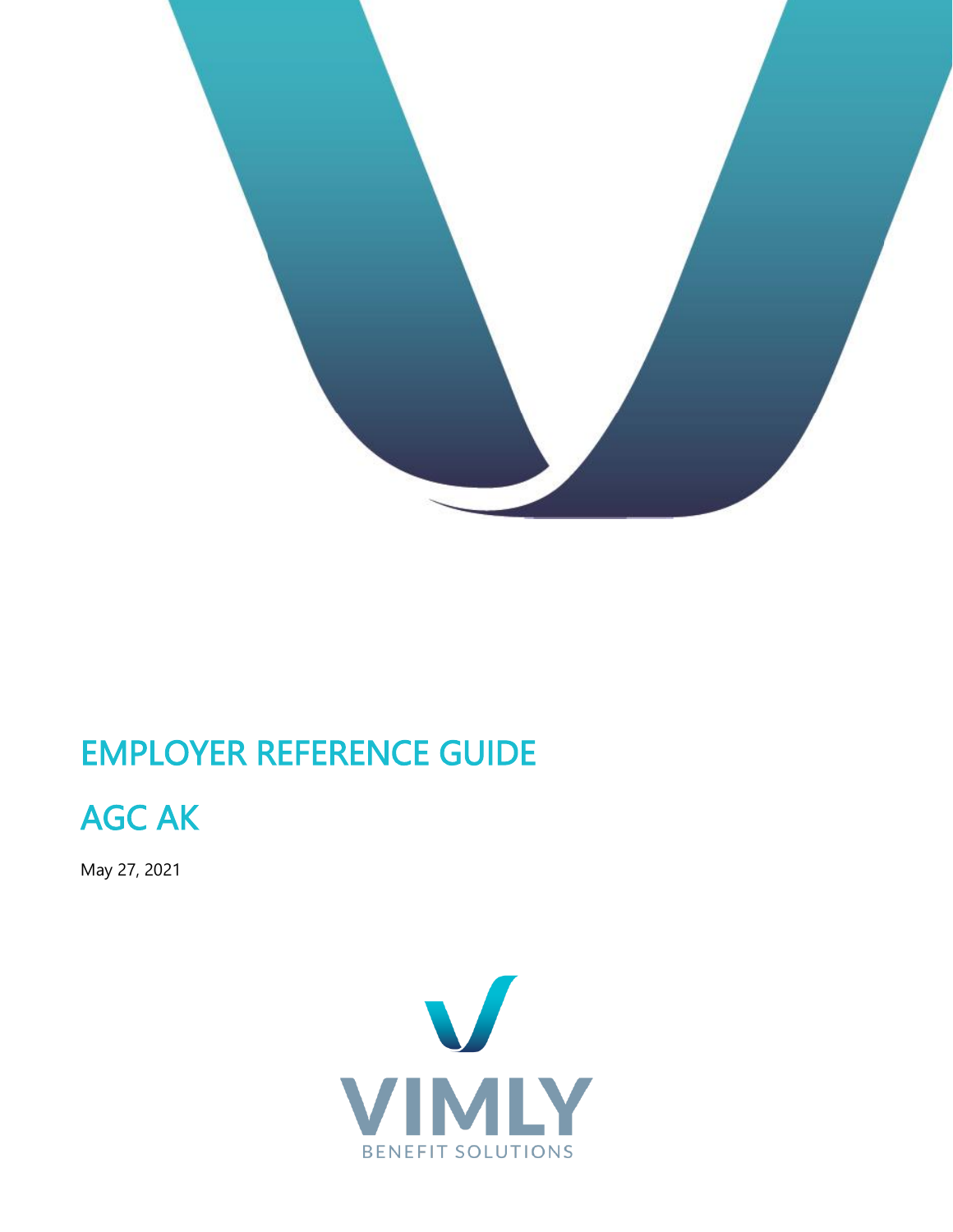# EMPLOYER REFERENCE GUIDE

# AGC AK

May 27, 2021

VIMLY

BENEFIT SOLUTIONS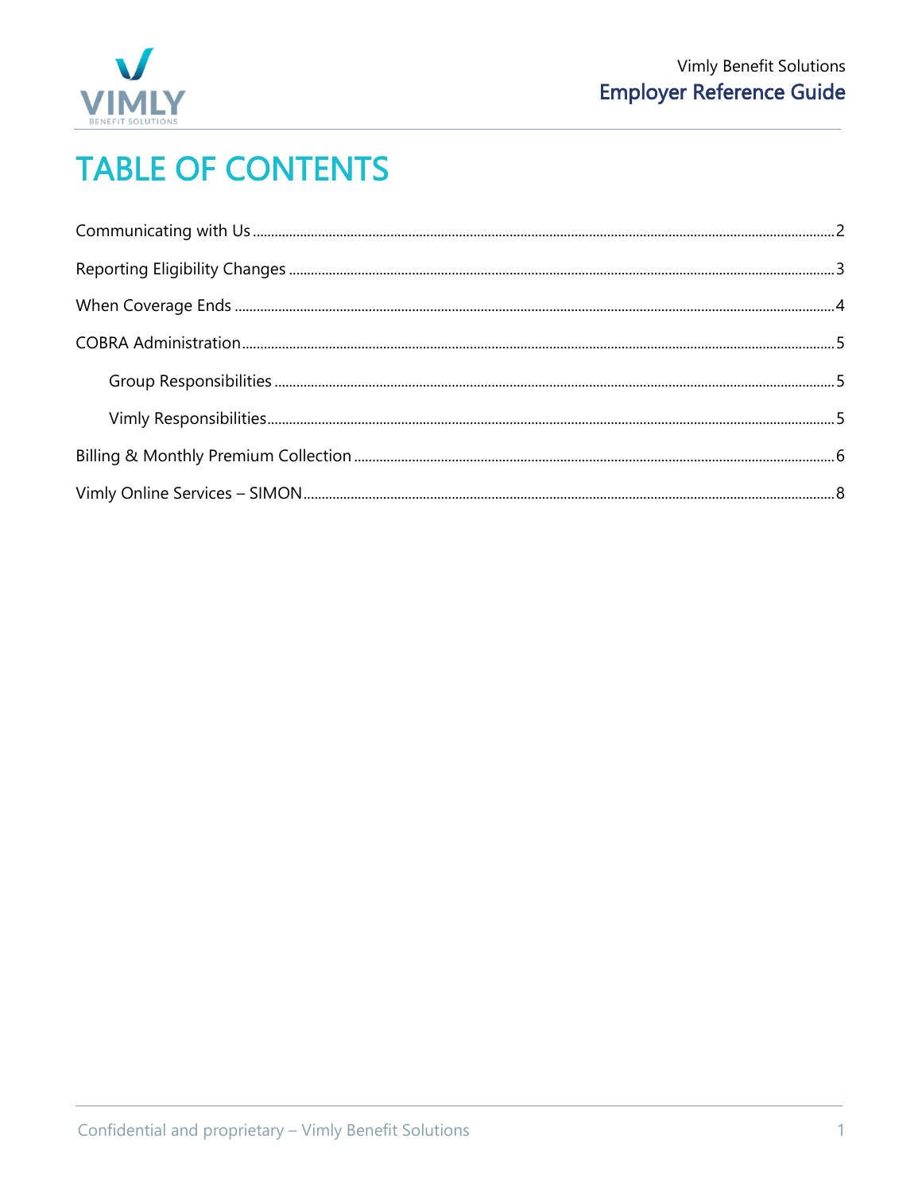# TABLE OF CONTENTS

Communicating with Us ........ 2

Reporting Eligibility Changes ........ 3

When Coverage Ends ........ 4

COBRA Administration ........ 5

- Group Responsibilities ........ 5
- Vimly Responsibilities ........ 5

Billing & Monthly Premium Collection ........ 6

Vimly Online Services – SIMON ........ 8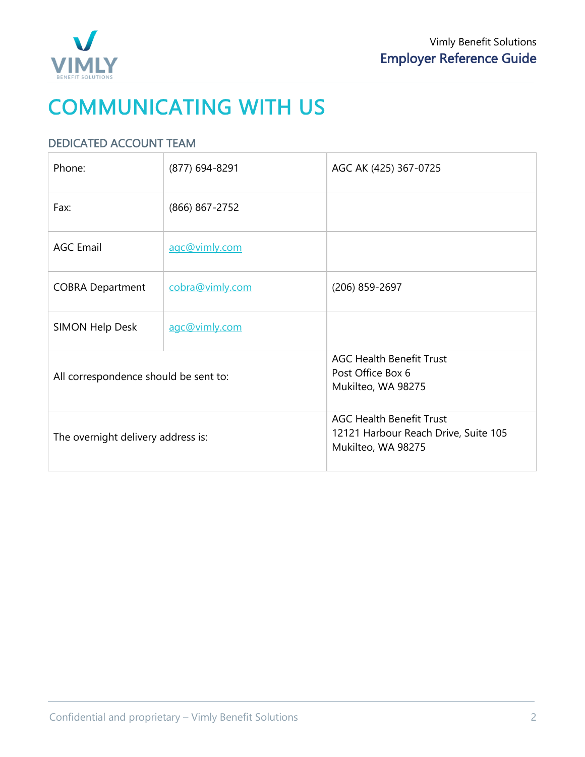# COMMUNICATING WITH US

## DEDICATED ACCOUNT TEAM

| | | |
|---|---|---|
| Phone: | (877) 694-8291 | AGC AK (425) 367-0725 |
| Fax: | (866) 867-2752 | |
| AGC Email | agc@vimly.com | |
| COBRA Department | cobra@vimly.com | (206) 859-2697 |
| SIMON Help Desk | agc@vimly.com | |
| All correspondence should be sent to: | | AGC Health Benefit Trust<br>Post Office Box 6<br>Mukilteo, WA 98275 |
| The overnight delivery address is: | | AGC Health Benefit Trust<br>12121 Harbour Reach Drive, Suite 105<br>Mukilteo, WA 98275 |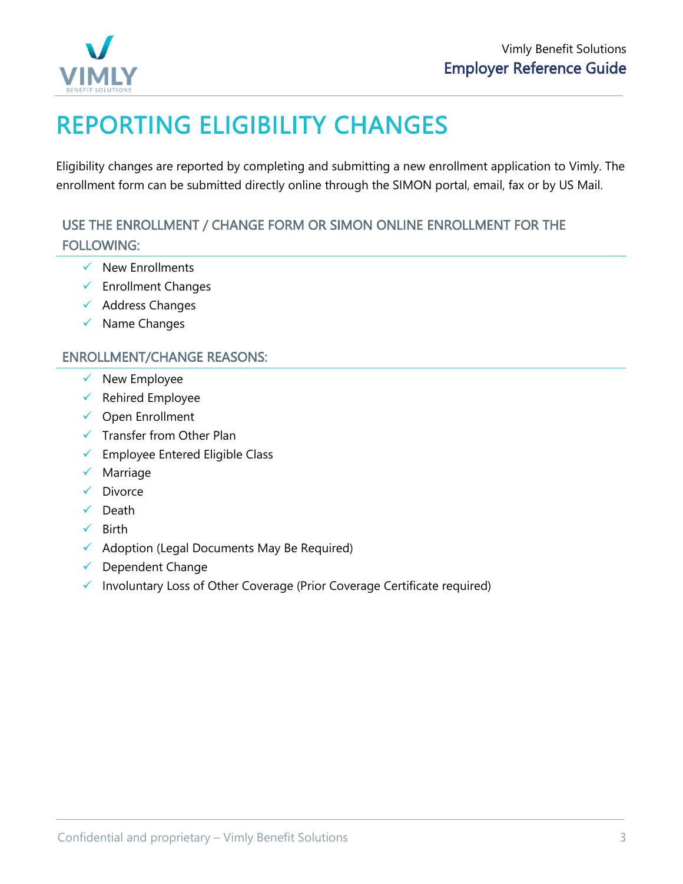# REPORTING ELIGIBILITY CHANGES

Eligibility changes are reported by completing and submitting a new enrollment application to Vimly. The enrollment form can be submitted directly online through the SIMON portal, email, fax or by US Mail.

## USE THE ENROLLMENT / CHANGE FORM OR SIMON ONLINE ENROLLMENT FOR THE FOLLOWING:

- ✓ New Enrollments
- ✓ Enrollment Changes
- ✓ Address Changes
- ✓ Name Changes

## ENROLLMENT/CHANGE REASONS:

- ✓ New Employee
- ✓ Rehired Employee
- ✓ Open Enrollment
- ✓ Transfer from Other Plan
- ✓ Employee Entered Eligible Class
- ✓ Marriage
- ✓ Divorce
- ✓ Death
- ✓ Birth
- ✓ Adoption (Legal Documents May Be Required)
- ✓ Dependent Change
- ✓ Involuntary Loss of Other Coverage (Prior Coverage Certificate required)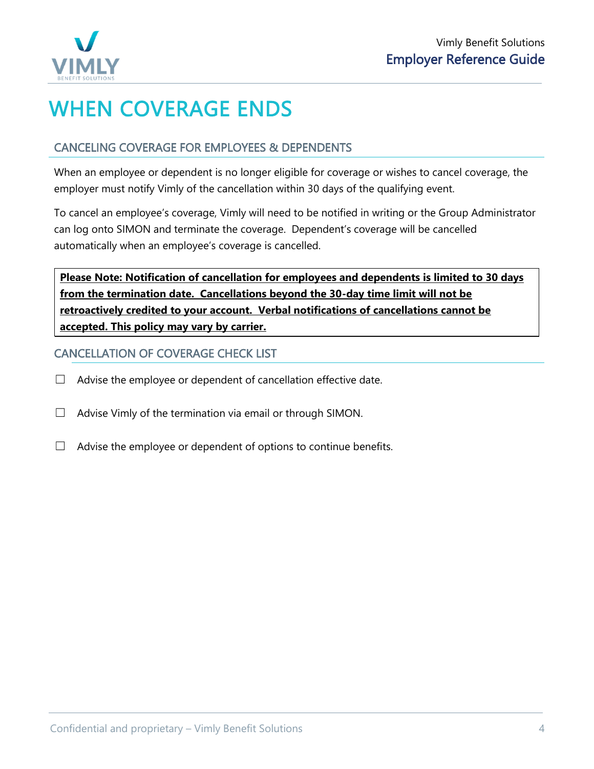# WHEN COVERAGE ENDS

## CANCELING COVERAGE FOR EMPLOYEES & DEPENDENTS

When an employee or dependent is no longer eligible for coverage or wishes to cancel coverage, the employer must notify Vimly of the cancellation within 30 days of the qualifying event.

To cancel an employee's coverage, Vimly will need to be notified in writing or the Group Administrator can log onto SIMON and terminate the coverage. Dependent's coverage will be cancelled automatically when an employee's coverage is cancelled.

**Please Note: Notification of cancellation for employees and dependents is limited to 30 days from the termination date. Cancellations beyond the 30-day time limit will not be retroactively credited to your account. Verbal notifications of cancellations cannot be accepted. This policy may vary by carrier.**

## CANCELLATION OF COVERAGE CHECK LIST

- ☐ Advise the employee or dependent of cancellation effective date.
- ☐ Advise Vimly of the termination via email or through SIMON.
- ☐ Advise the employee or dependent of options to continue benefits.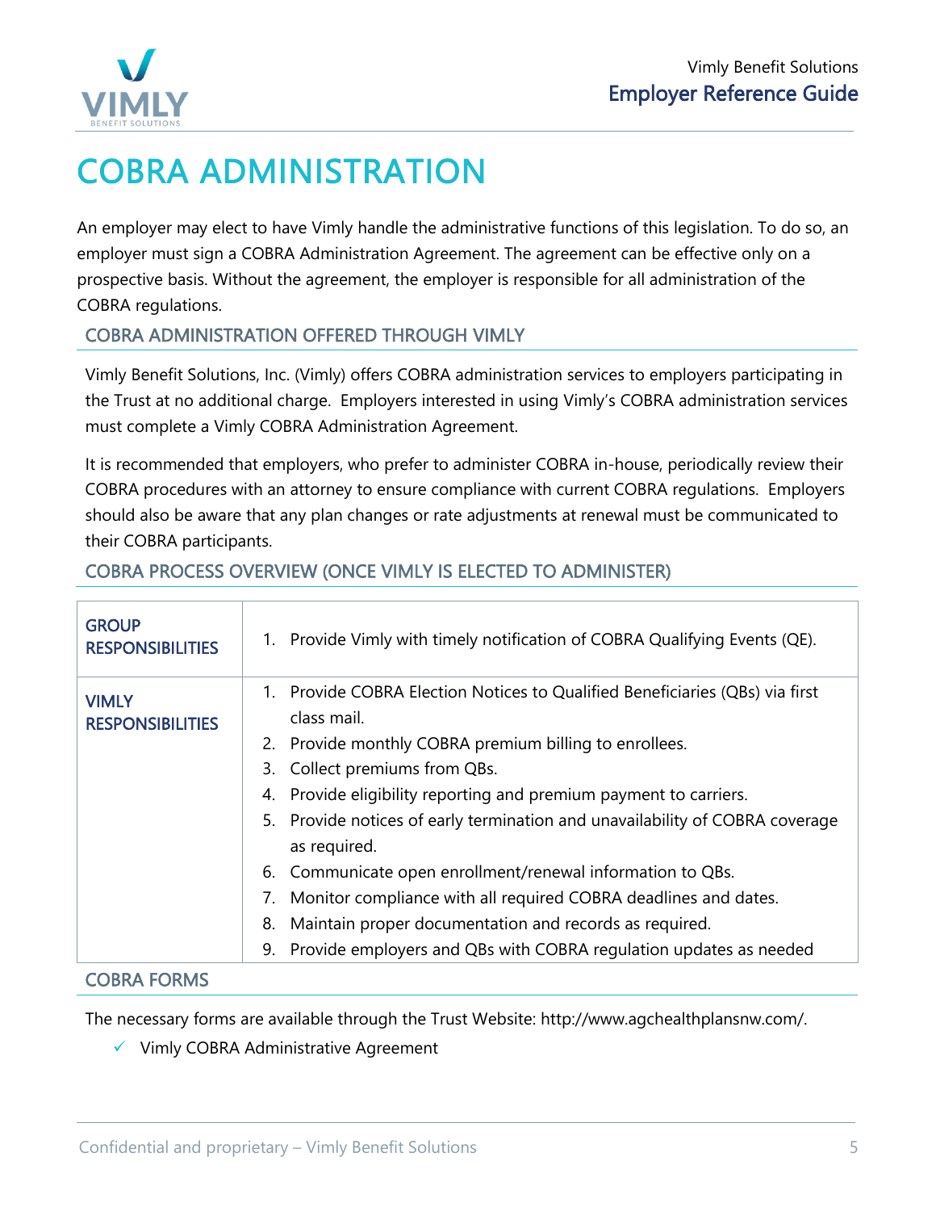# COBRA ADMINISTRATION

An employer may elect to have Vimly handle the administrative functions of this legislation. To do so, an employer must sign a COBRA Administration Agreement. The agreement can be effective only on a prospective basis. Without the agreement, the employer is responsible for all administration of the COBRA regulations.

## COBRA ADMINISTRATION OFFERED THROUGH VIMLY

Vimly Benefit Solutions, Inc. (Vimly) offers COBRA administration services to employers participating in the Trust at no additional charge. Employers interested in using Vimly's COBRA administration services must complete a Vimly COBRA Administration Agreement.

It is recommended that employers, who prefer to administer COBRA in-house, periodically review their COBRA procedures with an attorney to ensure compliance with current COBRA regulations. Employers should also be aware that any plan changes or rate adjustments at renewal must be communicated to their COBRA participants.

## COBRA PROCESS OVERVIEW (ONCE VIMLY IS ELECTED TO ADMINISTER)

| | |
|---|---|
| **GROUP RESPONSIBILITIES** | 1. Provide Vimly with timely notification of COBRA Qualifying Events (QE). |
| **VIMLY RESPONSIBILITIES** | 1. Provide COBRA Election Notices to Qualified Beneficiaries (QBs) via first class mail.<br>2. Provide monthly COBRA premium billing to enrollees.<br>3. Collect premiums from QBs.<br>4. Provide eligibility reporting and premium payment to carriers.<br>5. Provide notices of early termination and unavailability of COBRA coverage as required.<br>6. Communicate open enrollment/renewal information to QBs.<br>7. Monitor compliance with all required COBRA deadlines and dates.<br>8. Maintain proper documentation and records as required.<br>9. Provide employers and QBs with COBRA regulation updates as needed |

## COBRA FORMS

The necessary forms are available through the Trust Website: http://www.agchealthplansnw.com/.

- ✓ Vimly COBRA Administrative Agreement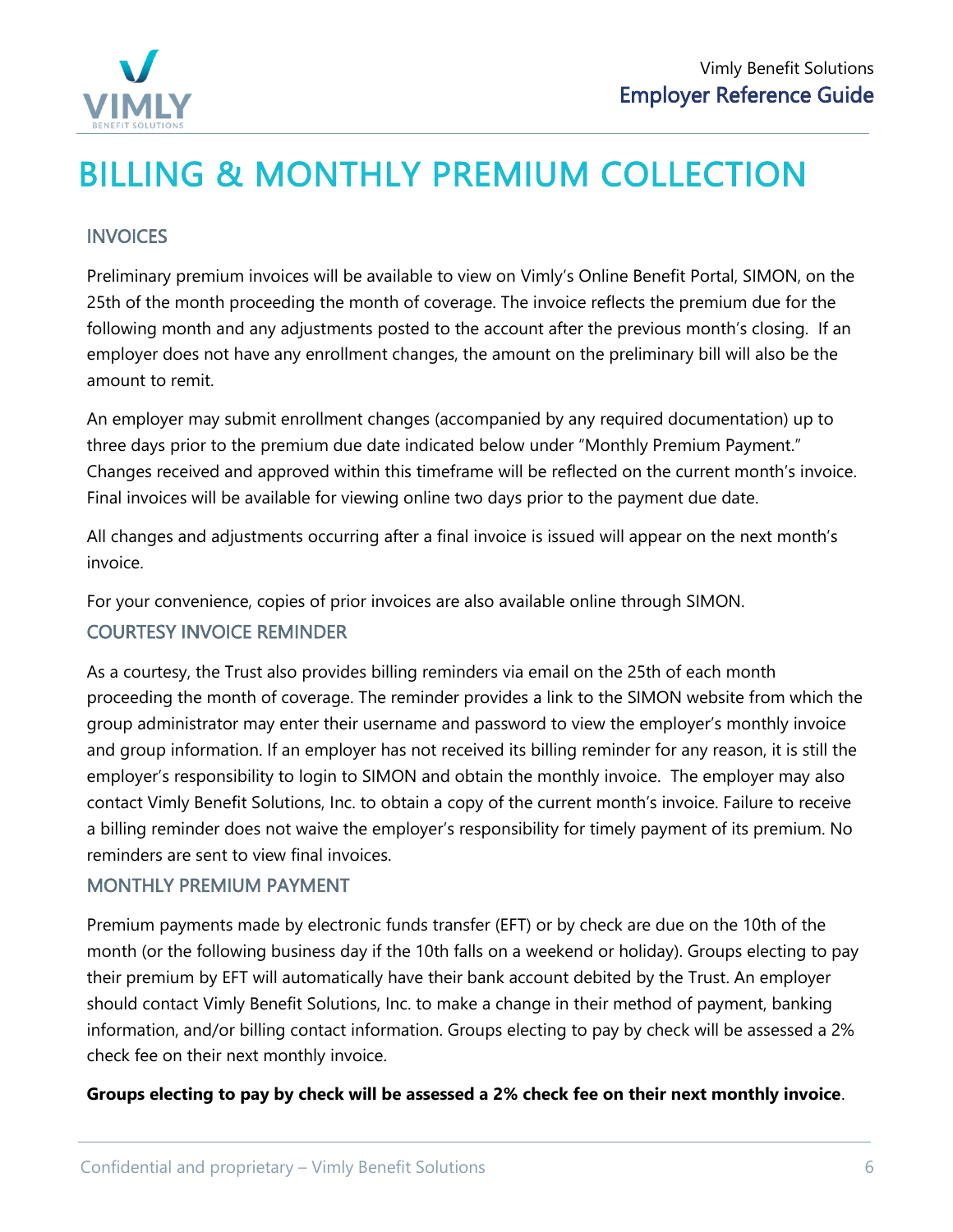# BILLING & MONTHLY PREMIUM COLLECTION

## INVOICES

Preliminary premium invoices will be available to view on Vimly's Online Benefit Portal, SIMON, on the 25th of the month proceeding the month of coverage. The invoice reflects the premium due for the following month and any adjustments posted to the account after the previous month's closing. If an employer does not have any enrollment changes, the amount on the preliminary bill will also be the amount to remit.

An employer may submit enrollment changes (accompanied by any required documentation) up to three days prior to the premium due date indicated below under "Monthly Premium Payment." Changes received and approved within this timeframe will be reflected on the current month's invoice. Final invoices will be available for viewing online two days prior to the payment due date.

All changes and adjustments occurring after a final invoice is issued will appear on the next month's invoice.

For your convenience, copies of prior invoices are also available online through SIMON.

## COURTESY INVOICE REMINDER

As a courtesy, the Trust also provides billing reminders via email on the 25th of each month proceeding the month of coverage. The reminder provides a link to the SIMON website from which the group administrator may enter their username and password to view the employer's monthly invoice and group information. If an employer has not received its billing reminder for any reason, it is still the employer's responsibility to login to SIMON and obtain the monthly invoice. The employer may also contact Vimly Benefit Solutions, Inc. to obtain a copy of the current month's invoice. Failure to receive a billing reminder does not waive the employer's responsibility for timely payment of its premium. No reminders are sent to view final invoices.

## MONTHLY PREMIUM PAYMENT

Premium payments made by electronic funds transfer (EFT) or by check are due on the 10th of the month (or the following business day if the 10th falls on a weekend or holiday). Groups electing to pay their premium by EFT will automatically have their bank account debited by the Trust. An employer should contact Vimly Benefit Solutions, Inc. to make a change in their method of payment, banking information, and/or billing contact information. Groups electing to pay by check will be assessed a 2% check fee on their next monthly invoice.

**Groups electing to pay by check will be assessed a 2% check fee on their next monthly invoice**.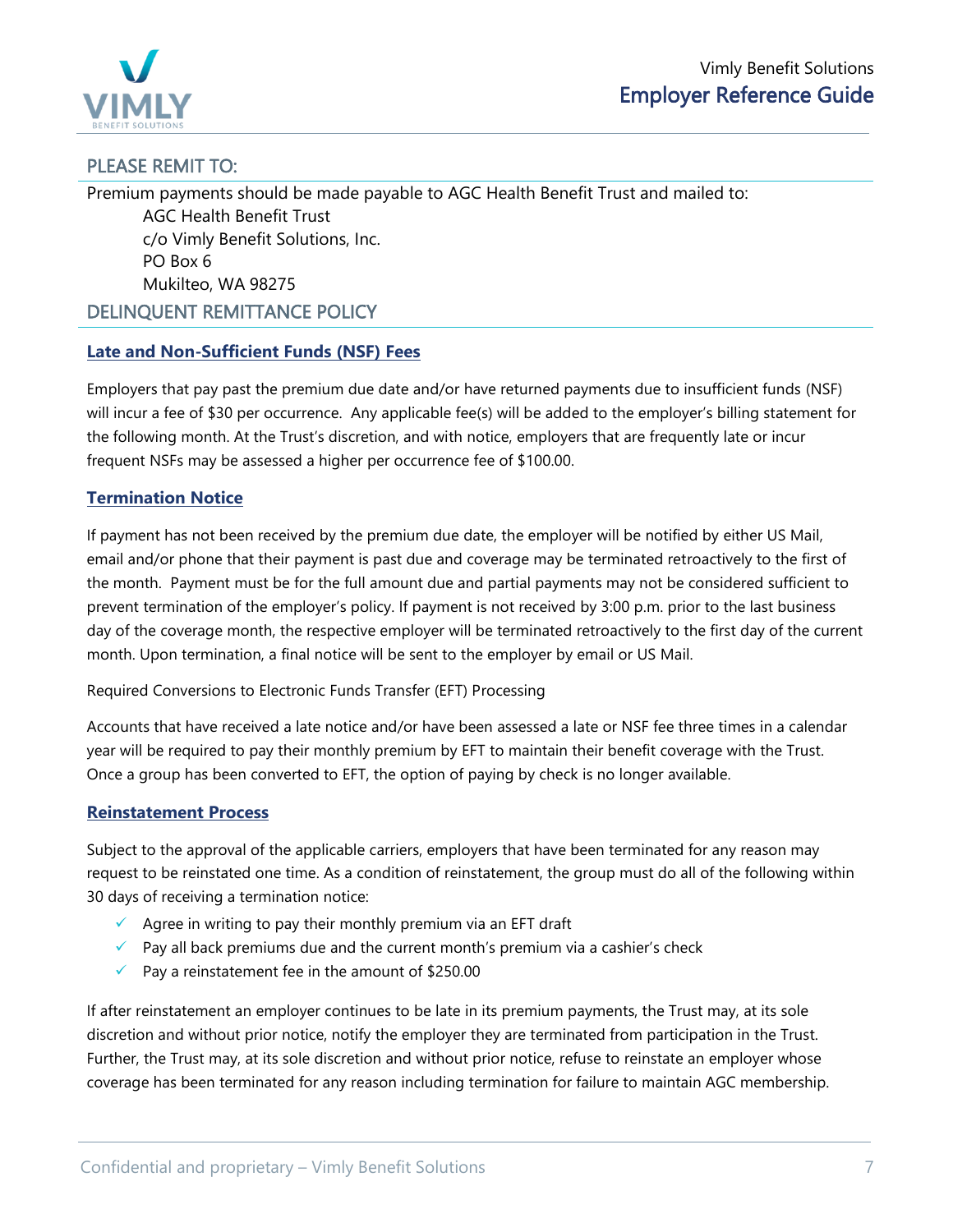## PLEASE REMIT TO:

Premium payments should be made payable to AGC Health Benefit Trust and mailed to:

AGC Health Benefit Trust
c/o Vimly Benefit Solutions, Inc.
PO Box 6
Mukilteo, WA 98275

## DELINQUENT REMITTANCE POLICY

### Late and Non-Sufficient Funds (NSF) Fees

Employers that pay past the premium due date and/or have returned payments due to insufficient funds (NSF) will incur a fee of $30 per occurrence. Any applicable fee(s) will be added to the employer's billing statement for the following month. At the Trust's discretion, and with notice, employers that are frequently late or incur frequent NSFs may be assessed a higher per occurrence fee of $100.00.

### Termination Notice

If payment has not been received by the premium due date, the employer will be notified by either US Mail, email and/or phone that their payment is past due and coverage may be terminated retroactively to the first of the month. Payment must be for the full amount due and partial payments may not be considered sufficient to prevent termination of the employer's policy. If payment is not received by 3:00 p.m. prior to the last business day of the coverage month, the respective employer will be terminated retroactively to the first day of the current month. Upon termination, a final notice will be sent to the employer by email or US Mail.

Required Conversions to Electronic Funds Transfer (EFT) Processing

Accounts that have received a late notice and/or have been assessed a late or NSF fee three times in a calendar year will be required to pay their monthly premium by EFT to maintain their benefit coverage with the Trust. Once a group has been converted to EFT, the option of paying by check is no longer available.

### Reinstatement Process

Subject to the approval of the applicable carriers, employers that have been terminated for any reason may request to be reinstated one time. As a condition of reinstatement, the group must do all of the following within 30 days of receiving a termination notice:

- ✓ Agree in writing to pay their monthly premium via an EFT draft
- ✓ Pay all back premiums due and the current month's premium via a cashier's check
- ✓ Pay a reinstatement fee in the amount of $250.00

If after reinstatement an employer continues to be late in its premium payments, the Trust may, at its sole discretion and without prior notice, notify the employer they are terminated from participation in the Trust. Further, the Trust may, at its sole discretion and without prior notice, refuse to reinstate an employer whose coverage has been terminated for any reason including termination for failure to maintain AGC membership.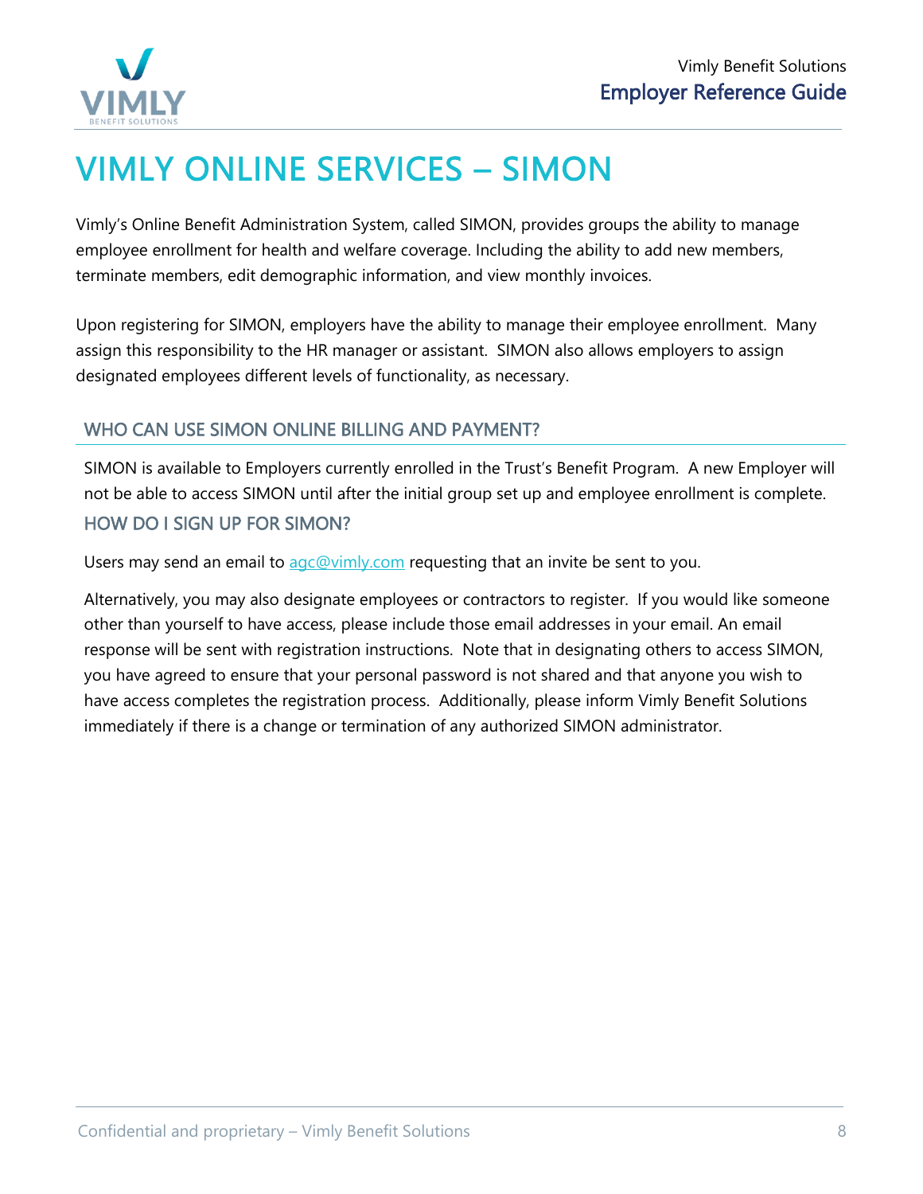# VIMLY ONLINE SERVICES – SIMON

Vimly's Online Benefit Administration System, called SIMON, provides groups the ability to manage employee enrollment for health and welfare coverage. Including the ability to add new members, terminate members, edit demographic information, and view monthly invoices.

Upon registering for SIMON, employers have the ability to manage their employee enrollment. Many assign this responsibility to the HR manager or assistant. SIMON also allows employers to assign designated employees different levels of functionality, as necessary.

## WHO CAN USE SIMON ONLINE BILLING AND PAYMENT?

SIMON is available to Employers currently enrolled in the Trust's Benefit Program. A new Employer will not be able to access SIMON until after the initial group set up and employee enrollment is complete.

## HOW DO I SIGN UP FOR SIMON?

Users may send an email to agc@vimly.com requesting that an invite be sent to you.

Alternatively, you may also designate employees or contractors to register. If you would like someone other than yourself to have access, please include those email addresses in your email. An email response will be sent with registration instructions. Note that in designating others to access SIMON, you have agreed to ensure that your personal password is not shared and that anyone you wish to have access completes the registration process. Additionally, please inform Vimly Benefit Solutions immediately if there is a change or termination of any authorized SIMON administrator.